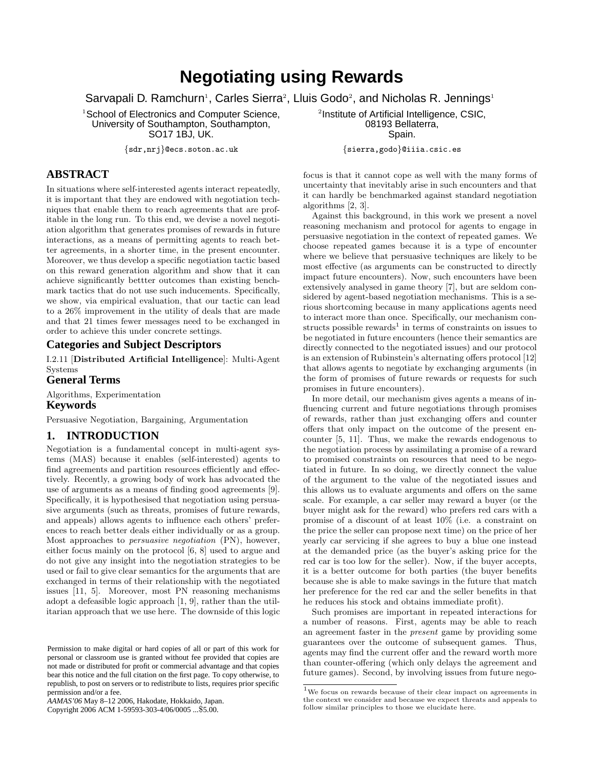# Negotiating using Rewards

Sarvapali D. Ramchurn[1], Carles Sierra[2], Lluis Godo[2], and Nicholas R. Jennings[1]

[1]School of Electronics and Computer Science, University of Southampton, Southampton, SO17 1BJ, UK.
{sdr,nrj}@ecs.soton.ac.uk

[2]Institute of Artificial Intelligence, CSIC, 08193 Bellaterra, Spain.
{sierra,godo}@iiia.csic.es

## ABSTRACT

In situations where self-interested agents interact repeatedly, it is important that they are endowed with negotiation techniques that enable them to reach agreements that are profitable in the long run. To this end, we devise a novel negotiation algorithm that generates promises of rewards in future interactions, as a means of permitting agents to reach better agreements, in a shorter time, in the present encounter. Moreover, we thus develop a specific negotiation tactic based on this reward generation algorithm and show that it can achieve significantly bettter outcomes than existing benchmark tactics that do not use such inducements. Specifically, we show, via empirical evaluation, that our tactic can lead to a 26% improvement in the utility of deals that are made and that 21 times fewer messages need to be exchanged in order to achieve this under concrete settings.

## Categories and Subject Descriptors

I.2.11 [**Distributed Artificial Intelligence**]: Multi-Agent Systems

## General Terms

Algorithms, Experimentation

## Keywords

Persuasive Negotiation, Bargaining, Argumentation

## 1. INTRODUCTION

Negotiation is a fundamental concept in multi-agent systems (MAS) because it enables (self-interested) agents to find agreements and partition resources efficiently and effectively. Recently, a growing body of work has advocated the use of arguments as a means of finding good agreements [9]. Specifically, it is hypothesised that negotiation using persuasive arguments (such as threats, promises of future rewards, and appeals) allows agents to influence each others' preferences to reach better deals either individually or as a group. Most approaches to *persuasive negotiation* (PN), however, either focus mainly on the protocol [6, 8] used to argue and do not give any insight into the negotiation strategies to be used or fail to give clear semantics for the arguments that are exchanged in terms of their relationship with the negotiated issues [11, 5]. Moreover, most PN reasoning mechanisms adopt a defeasible logic approach [1, 9], rather than the utilitarian approach that we use here. The downside of this logic focus is that it cannot cope as well with the many forms of uncertainty that inevitably arise in such encounters and that it can hardly be benchmarked against standard negotiation algorithms [2, 3].

Against this background, in this work we present a novel reasoning mechanism and protocol for agents to engage in persuasive negotiation in the context of repeated games. We choose repeated games because it is a type of encounter where we believe that persuasive techniques are likely to be most effective (as arguments can be constructed to directly impact future encounters). Now, such encounters have been extensively analysed in game theory [7], but are seldom considered by agent-based negotiation mechanisms. This is a serious shortcoming because in many applications agents need to interact more than once. Specifically, our mechanism constructs possible rewards[1] in terms of constraints on issues to be negotiated in future encounters (hence their semantics are directly connected to the negotiated issues) and our protocol is an extension of Rubinstein's alternating offers protocol [12] that allows agents to negotiate by exchanging arguments (in the form of promises of future rewards or requests for such promises in future encounters).

In more detail, our mechanism gives agents a means of influencing current and future negotiations through promises of rewards, rather than just exchanging offers and counter offers that only impact on the outcome of the present encounter [5, 11]. Thus, we make the rewards endogenous to the negotiation process by assimilating a promise of a reward to promised constraints on resources that need to be negotiated in future. In so doing, we directly connect the value of the argument to the value of the negotiated issues and this allows us to evaluate arguments and offers on the same scale. For example, a car seller may reward a buyer (or the buyer might ask for the reward) who prefers red cars with a promise of a discount of at least 10% (i.e. a constraint on the price the seller can propose next time) on the price of her yearly car servicing if she agrees to buy a blue one instead at the demanded price (as the buyer's asking price for the red car is too low for the seller). Now, if the buyer accepts, it is a better outcome for both parties (the buyer benefits because she is able to make savings in the future that match her preference for the red car and the seller benefits in that he reduces his stock and obtains immediate profit).

Such promises are important in repeated interactions for a number of reasons. First, agents may be able to reach an agreement faster in the *present* game by providing some guarantees over the outcome of subsequent games. Thus, agents may find the current offer and the reward worth more than counter-offering (which only delays the agreement and future games). Second, by involving issues from future nego-

[1]We focus on rewards because of their clear impact on agreements in the context we consider and because we expect threats and appeals to follow similar principles to those we elucidate here.

Permission to make digital or hard copies of all or part of this work for personal or classroom use is granted without fee provided that copies are not made or distributed for profit or commercial advantage and that copies bear this notice and the full citation on the first page. To copy otherwise, to republish, to post on servers or to redistribute to lists, requires prior specific permission and/or a fee.
*AAMAS'06* May 8–12 2006, Hakodate, Hokkaido, Japan.
Copyright 2006 ACM 1-59593-303-4/06/0005 ...$5.00.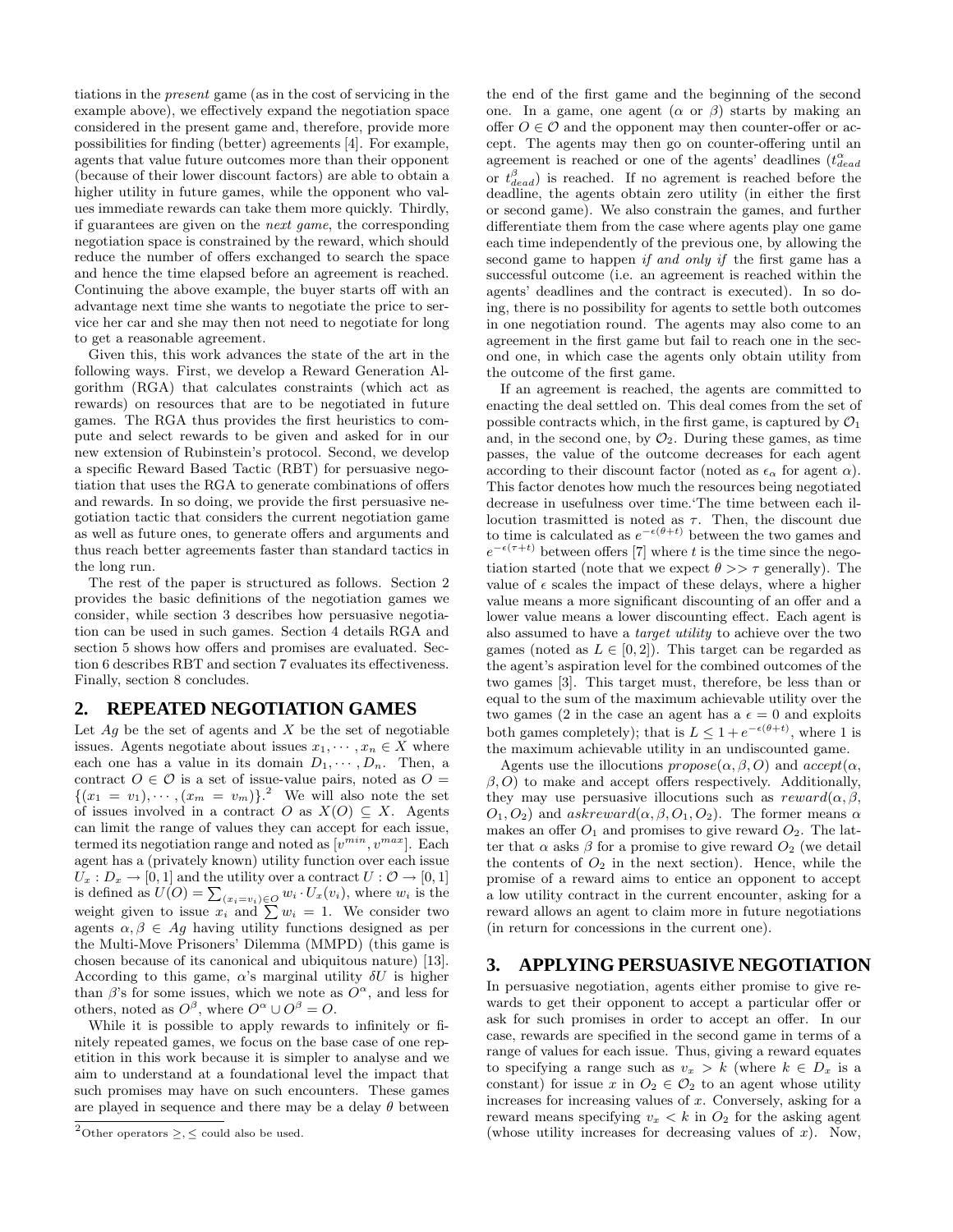tiations in the *present* game (as in the cost of servicing in the example above), we effectively expand the negotiation space considered in the present game and, therefore, provide more possibilities for finding (better) agreements [4]. For example, agents that value future outcomes more than their opponent (because of their lower discount factors) are able to obtain a higher utility in future games, while the opponent who values immediate rewards can take them more quickly. Thirdly, if guarantees are given on the *next game*, the corresponding negotiation space is constrained by the reward, which should reduce the number of offers exchanged to search the space and hence the time elapsed before an agreement is reached. Continuing the above example, the buyer starts off with an advantage next time she wants to negotiate the price to service her car and she may then not need to negotiate for long to get a reasonable agreement.

Given this, this work advances the state of the art in the following ways. First, we develop a Reward Generation Algorithm (RGA) that calculates constraints (which act as rewards) on resources that are to be negotiated in future games. The RGA thus provides the first heuristics to compute and select rewards to be given and asked for in our new extension of Rubinstein's protocol. Second, we develop a specific Reward Based Tactic (RBT) for persuasive negotiation that uses the RGA to generate combinations of offers and rewards. In so doing, we provide the first persuasive negotiation tactic that considers the current negotiation game as well as future ones, to generate offers and arguments and thus reach better agreements faster than standard tactics in the long run.

The rest of the paper is structured as follows. Section 2 provides the basic definitions of the negotiation games we consider, while section 3 describes how persuasive negotiation can be used in such games. Section 4 details RGA and section 5 shows how offers and promises are evaluated. Section 6 describes RBT and section 7 evaluates its effectiveness. Finally, section 8 concludes.

## 2. REPEATED NEGOTIATION GAMES

Let $Ag$ be the set of agents and $X$ be the set of negotiable issues. Agents negotiate about issues $x_1, \cdots, x_n \in X$ where each one has a value in its domain $D_1, \cdots, D_n$. Then, a contract $O \in \mathcal{O}$ is a set of issue-value pairs, noted as $O = \{(x_1 = v_1), \cdots, (x_m = v_m)\}$.[2] We will also note the set of issues involved in a contract $O$ as $X(O) \subseteq X$. Agents can limit the range of values they can accept for each issue, termed its negotiation range and noted as $[v^{min}, v^{max}]$. Each agent has a (privately known) utility function over each issue $U_x : D_x \rightarrow [0, 1]$ and the utility over a contract $U : \mathcal{O} \rightarrow [0, 1]$ is defined as $U(O) = \sum_{(x_i=v_i)\in O} w_i \cdot U_x(v_i)$, where $w_i$ is the weight given to issue $x_i$ and $\sum w_i = 1$. We consider two agents $\alpha, \beta \in Ag$ having utility functions designed as per the Multi-Move Prisoners' Dilemma (MMPD) (this game is chosen because of its canonical and ubiquitous nature) [13]. According to this game, $\alpha$'s marginal utility $\delta U$ is higher than $\beta$'s for some issues, which we note as $O^\alpha$, and less for others, noted as $O^\beta$, where $O^\alpha \cup O^\beta = O$.

While it is possible to apply rewards to infinitely or finitely repeated games, we focus on the base case of one repetition in this work because it is simpler to analyse and we aim to understand at a foundational level the impact that such promises may have on such encounters. These games are played in sequence and there may be a delay $\theta$ between the end of the first game and the beginning of the second one. In a game, one agent ($\alpha$ or $\beta$) starts by making an offer $O \in \mathcal{O}$ and the opponent may then counter-offer or accept. The agents may then go on counter-offering until an agreement is reached or one of the agents' deadlines ($t^\alpha_{dead}$ or $t^\beta_{dead}$) is reached. If no agrement is reached before the deadline, the agents obtain zero utility (in either the first or second game). We also constrain the games, and further differentiate them from the case where agents play one game each time independently of the previous one, by allowing the second game to happen *if and only if* the first game has a successful outcome (i.e. an agreement is reached within the agents' deadlines and the contract is executed). In so doing, there is no possibility for agents to settle both outcomes in one negotiation round. The agents may also come to an agreement in the first game but fail to reach one in the second one, in which case the agents only obtain utility from the outcome of the first game.

If an agreement is reached, the agents are committed to enacting the deal settled on. This deal comes from the set of possible contracts which, in the first game, is captured by $\mathcal{O}_1$ and, in the second one, by $\mathcal{O}_2$. During these games, as time passes, the value of the outcome decreases for each agent according to their discount factor (noted as $\epsilon_\alpha$ for agent $\alpha$). This factor denotes how much the resources being negotiated decrease in usefulness over time.'The time between each illocution trasmitted is noted as $\tau$. Then, the discount due to time is calculated as $e^{-\epsilon(\theta+t)}$ between the two games and $e^{-\epsilon(\tau+t)}$ between offers [7] where $t$ is the time since the negotiation started (note that we expect $\theta >> \tau$ generally). The value of $\epsilon$ scales the impact of these delays, where a higher value means a more significant discounting of an offer and a lower value means a lower discounting effect. Each agent is also assumed to have a *target utility* to achieve over the two games (noted as $L \in [0, 2]$). This target can be regarded as the agent's aspiration level for the combined outcomes of the two games [3]. This target must, therefore, be less than or equal to the sum of the maximum achievable utility over the two games (2 in the case an agent has a $\epsilon = 0$ and exploits both games completely); that is $L \leq 1 + e^{-\epsilon(\theta+t)}$, where 1 is the maximum achievable utility in an undiscounted game.

Agents use the illocutions $propose(\alpha, \beta, O)$ and $accept(\alpha, \beta, O)$ to make and accept offers respectively. Additionally, they may use persuasive illocutions such as $reward(\alpha, \beta, O_1, O_2)$ and $askreward(\alpha, \beta, O_1, O_2)$. The former means $\alpha$ makes an offer $O_1$ and promises to give reward $O_2$. The latter that $\alpha$ asks $\beta$ for a promise to give reward $O_2$ (we detail the contents of $O_2$ in the next section). Hence, while the promise of a reward aims to entice an opponent to accept a low utility contract in the current encounter, asking for a reward allows an agent to claim more in future negotiations (in return for concessions in the current one).

## 3. APPLYING PERSUASIVE NEGOTIATION

In persuasive negotiation, agents either promise to give rewards to get their opponent to accept a particular offer or ask for such promises in order to accept an offer. In our case, rewards are specified in the second game in terms of a range of values for each issue. Thus, giving a reward equates to specifying a range such as $v_x > k$ (where $k \in D_x$ is a constant) for issue $x$ in $O_2 \in \mathcal{O}_2$ to an agent whose utility increases for increasing values of $x$. Conversely, asking for a reward means specifying $v_x < k$ in $O_2$ for the asking agent (whose utility increases for decreasing values of $x$). Now,

[2] Other operators $\geq, \leq$ could also be used.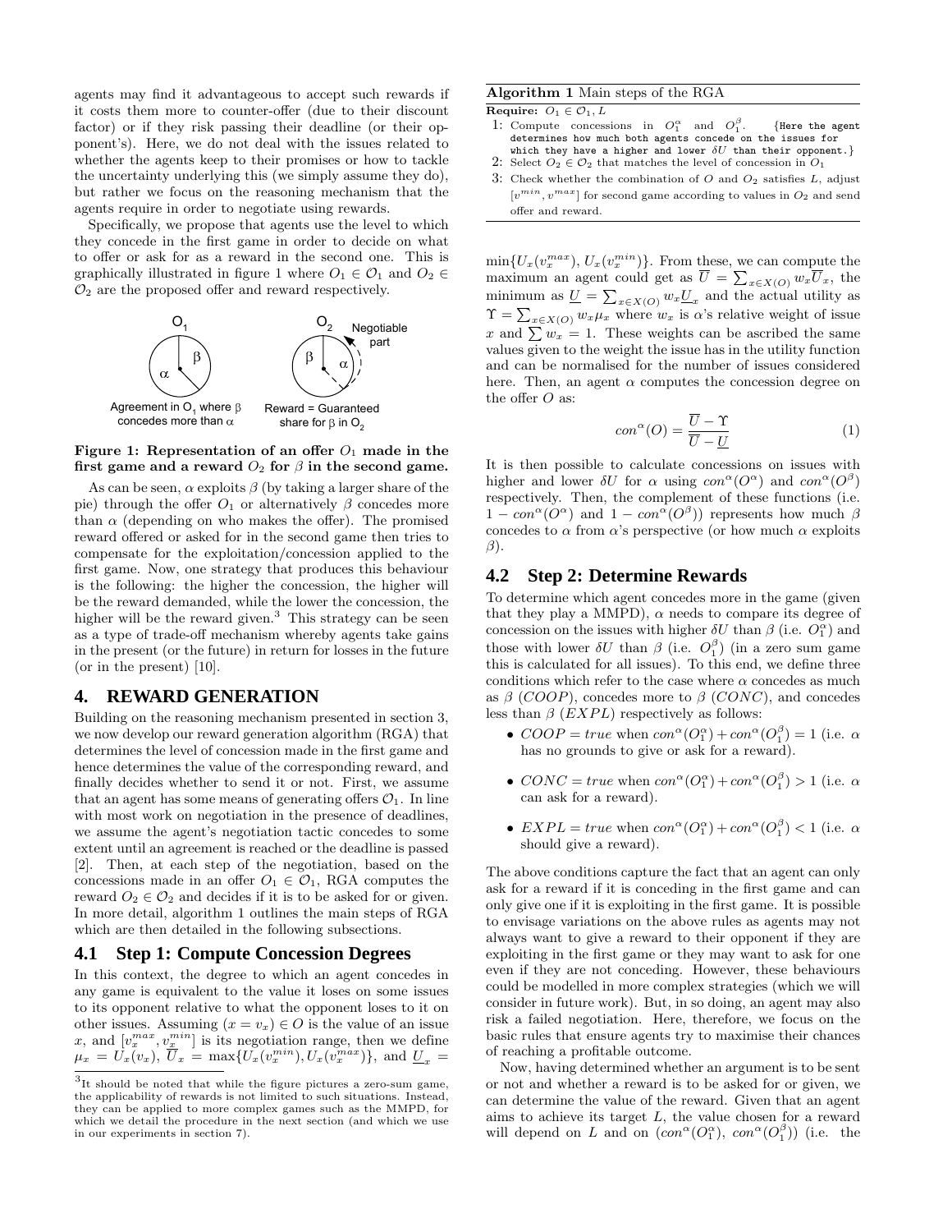agents may find it advantageous to accept such rewards if it costs them more to counter-offer (due to their discount factor) or if they risk passing their deadline (or their opponent's). Here, we do not deal with the issues related to whether the agents keep to their promises or how to tackle the uncertainty underlying this (we simply assume they do), but rather we focus on the reasoning mechanism that the agents require in order to negotiate using rewards.

Specifically, we propose that agents use the level to which they concede in the first game in order to decide on what to offer or ask for as a reward in the second game. This is graphically illustrated in figure 1 where $O_1 \in \mathcal{O}_1$ and $O_2 \in \mathcal{O}_2$ are the proposed offer and reward respectively.

**Figure 1: Representation of an offer $O_1$ made in the first game and a reward $O_2$ for $\beta$ in the second game.**

As can be seen, $\alpha$ exploits $\beta$ (by taking a larger share of the pie) through the offer $O_1$ or alternatively $\beta$ concedes more than $\alpha$ (depending on who makes the offer). The promised reward offered or asked for in the second game then tries to compensate for the exploitation/concession applied to the first game. Now, one strategy that produces this behaviour is the following: the higher the concession, the higher will be the reward demanded, while the lower the concession, the higher will be the reward given.[3] This strategy can be seen as a type of trade-off mechanism whereby agents take gains in the present (or the future) in return for losses in the future (or in the present) [10].

## 4. REWARD GENERATION

Building on the reasoning mechanism presented in section 3, we now develop our reward generation algorithm (RGA) that determines the level of concession made in the first game and hence determines the value of the corresponding reward, and finally decides whether to send it or not. First, we assume that an agent has some means of generating offers $\mathcal{O}_1$. In line with most work on negotiation in the presence of deadlines, we assume the agent's negotiation tactic concedes to some extent until an agreement is reached or the deadline is passed [2]. Then, at each step of the negotiation, based on the concessions made in an offer $O_1 \in \mathcal{O}_1$, RGA computes the reward $O_2 \in \mathcal{O}_2$ and decides if it is to be asked for or given. In more detail, algorithm 1 outlines the main steps of RGA which are then detailed in the following subsections.

### 4.1 Step 1: Compute Concession Degrees

In this context, the degree to which an agent concedes in any game is equivalent to the value it loses on some issues to its opponent relative to what the opponent loses to it on other issues. Assuming $(x = v_x) \in O$ is the value of an issue $x$, and $[v_x^{max}, v_x^{min}]$ is its negotiation range, then we define $\mu_x = U_x(v_x)$, $\overline{U}_x = \max\{U_x(v_x^{min}), U_x(v_x^{max})\}$, and $\underline{U}_x = \min\{U_x(v_x^{max}), U_x(v_x^{min})\}$. From these, we can compute the maximum an agent could get as $\overline{U} = \sum_{x \in X(O)} w_x \overline{U}_x$, the minimum as $\underline{U} = \sum_{x \in X(O)} w_x \underline{U}_x$ and the actual utility as $\Upsilon = \sum_{x \in X(O)} w_x \mu_x$ where $w_x$ is $\alpha$'s relative weight of issue $x$ and $\sum w_x = 1$. These weights can be ascribed the same values given to the weight the issue has in the utility function and can be normalised for the number of issues considered here. Then, an agent $\alpha$ computes the concession degree on the offer $O$ as:

$$con^{\alpha}(O) = \frac{\overline{U} - \Upsilon}{\overline{U} - \underline{U}} \tag{1}$$

It is then possible to calculate concessions on issues with higher and lower $\delta U$ for $\alpha$ using $con^{\alpha}(O^{\alpha})$ and $con^{\alpha}(O^{\beta})$ respectively. Then, the complement of these functions (i.e. $1 - con^{\alpha}(O^{\alpha})$ and $1 - con^{\alpha}(O^{\beta})$) represents how much $\beta$ concedes to $\alpha$ from $\alpha$'s perspective (or how much $\alpha$ exploits $\beta$).

[3]It should be noted that while the figure pictures a zero-sum game, the applicability of rewards is not limited to such situations. Instead, they can be applied to more complex games such as the MMPD, for which we detail the procedure in the next section (and which we use in our experiments in section 7).

**Algorithm 1** Main steps of the RGA

**Require:** $O_1 \in \mathcal{O}_1, L$

1: Compute concessions in $O_1^{\alpha}$ and $O_1^{\beta}$. {Here the agent determines how much both agents concede on the issues for which they have a higher and lower $\delta U$ than their opponent.}
2: Select $O_2 \in \mathcal{O}_2$ that matches the level of concession in $O_1$
3: Check whether the combination of $O$ and $O_2$ satisfies $L$, adjust $[v^{min}, v^{max}]$ for second game according to values in $O_2$ and send offer and reward.

### 4.2 Step 2: Determine Rewards

To determine which agent concedes more in the game (given that they play a MMPD), $\alpha$ needs to compare its degree of concession on the issues with higher $\delta U$ than $\beta$ (i.e. $O_1^{\alpha}$) and those with lower $\delta U$ than $\beta$ (i.e. $O_1^{\beta}$) (in a zero sum game this is calculated for all issues). To this end, we define three conditions which refer to the case where $\alpha$ concedes as much as $\beta$ ($COOP$), concedes more to $\beta$ ($CONC$), and concedes less than $\beta$ ($EXPL$) respectively as follows:

- $COOP = true$ when $con^{\alpha}(O_1^{\alpha}) + con^{\alpha}(O_1^{\beta}) = 1$ (i.e. $\alpha$ has no grounds to give or ask for a reward).
- $CONC = true$ when $con^{\alpha}(O_1^{\alpha}) + con^{\alpha}(O_1^{\beta}) > 1$ (i.e. $\alpha$ can ask for a reward).
- $EXPL = true$ when $con^{\alpha}(O_1^{\alpha}) + con^{\alpha}(O_1^{\beta}) < 1$ (i.e. $\alpha$ should give a reward).

The above conditions capture the fact that an agent can only ask for a reward if it is conceding in the first game and can only give one if it is exploiting in the first game. It is possible to envisage variations on the above rules as agents may not always want to give a reward to their opponent if they are exploiting in the first game or they may want to ask for one even if they are not conceding. However, these behaviours could be modelled in more complex strategies (which we will consider in future work). But, in so doing, an agent may also risk a failed negotiation. Here, therefore, we focus on the basic rules that ensure agents try to maximise their chances of reaching a profitable outcome.

Now, having determined whether an argument is to be sent or not and whether a reward is to be asked for or given, we can determine the value of the reward. Given that an agent aims to achieve its target $L$, the value chosen for a reward will depend on $L$ and on $(con^{\alpha}(O_1^{\alpha}), con^{\alpha}(O_1^{\beta}))$ (i.e. the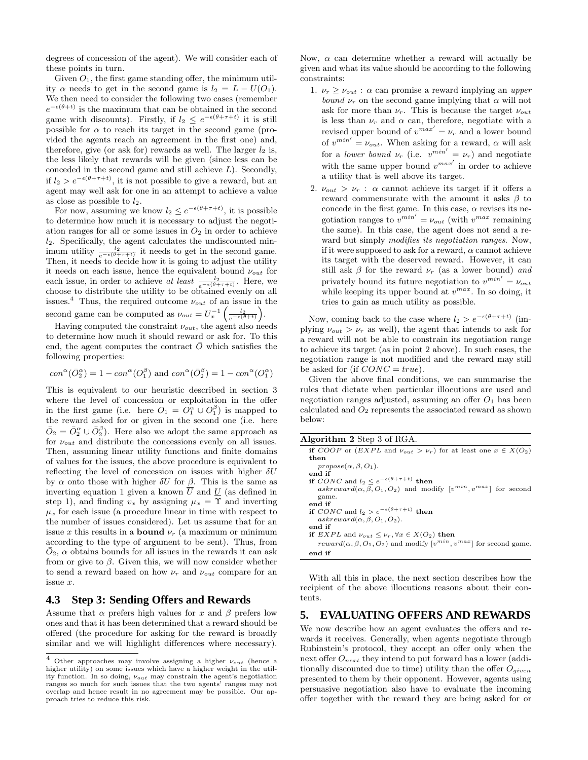degrees of concession of the agent). We will consider each of these points in turn.

Given $O_1$, the first game standing offer, the minimum utility $\alpha$ needs to get in the second game is $l_2 = L - U(O_1)$. We then need to consider the following two cases (remember $e^{-\epsilon(\theta+t)}$ is the maximum that can be obtained in the second game with discounts). Firstly, if $l_2 \leq e^{-\epsilon(\theta+\tau+t)}$ it is still possible for $\alpha$ to reach its target in the second game (provided the agents reach an agreement in the first one) and, therefore, give (or ask for) rewards as well. The larger $l_2$ is, the less likely that rewards will be given (since less can be conceded in the second game and still achieve $L$). Secondly, if $l_2 > e^{-\epsilon(\theta+\tau+t)}$, it is not possible to give a reward, but an agent may well ask for one in an attempt to achieve a value as close as possible to $l_2$.

For now, assuming we know $l_2 \leq e^{-\epsilon(\theta+\tau+t)}$, it is possible to determine how much it is necessary to adjust the negotiation ranges for all or some issues in $O_2$ in order to achieve $l_2$. Specifically, the agent calculates the undiscounted minimum utility $\frac{l_2}{e^{-\epsilon(\theta+\tau+t)}}$ it needs to get in the second game. Then, it needs to decide how it is going to adjust the utility it needs on each issue, hence the equivalent bound $\nu_{out}$ for each issue, in order to achieve *at least* $\frac{l_2}{e^{-\epsilon(\theta+\tau+t)}}$. Here, we choose to distribute the utility to be obtained evenly on all issues.[4] Thus, the required outcome $\nu_{out}$ of an issue in the second game can be computed as $\nu_{out} = U_x^{-1}\left(\frac{l_2}{e^{-\epsilon(\theta+t)}}\right)$.

Having computed the constraint $\nu_{out}$, the agent also needs to determine how much it should reward or ask for. To this end, the agent computes the contract $\bar{O}$ which satisfies the following properties:

$$con^{\alpha}(\bar{O}_2^{\alpha}) = 1 - con^{\alpha}(O_1^{\beta}) \text{ and } con^{\alpha}(\bar{O}_2^{\beta}) = 1 - con^{\alpha}(O_1^{\alpha})$$

This is equivalent to our heuristic described in section 3 where the level of concession or exploitation in the offer in the first game (i.e. here $O_1 = O_1^{\alpha} \cup O_1^{\beta}$) is mapped to the reward asked for or given in the second one (i.e. here $\bar{O}_2 = \bar{O}_2^{\alpha} \cup \bar{O}_2^{\beta}$). Here also we adopt the same approach as for $\nu_{out}$ and distribute the concessions evenly on all issues. Then, assuming linear utility functions and finite domains of values for the issues, the above procedure is equivalent to reflecting the level of concession on issues with higher $\delta U$ by $\alpha$ onto those with higher $\delta U$ for $\beta$. This is the same as inverting equation 1 given a known $\overline{U}$ and $\underline{U}$ (as defined in step 1), and finding $v_x$ by assigning $\mu_x = \Upsilon$ and inverting $\mu_x$ for each issue (a procedure linear in time with respect to the number of issues considered). Let us assume that for an issue $x$ this results in a **bound** $\nu_r$ (a maximum or minimum according to the type of argument to be sent). Thus, from $\bar{O}_2$, $\alpha$ obtains bounds for all issues in the rewards it can ask from or give to $\beta$. Given this, we will now consider whether to send a reward based on how $\nu_r$ and $\nu_{out}$ compare for an issue $x$.

### 4.3 Step 3: Sending Offers and Rewards

Assume that $\alpha$ prefers high values for $x$ and $\beta$ prefers low ones and that it has been determined that a reward should be offered (the procedure for asking for the reward is broadly similar and we will highlight differences where necessary). Now, $\alpha$ can determine whether a reward will actually be given and what its value should be according to the following constraints:

1. $\nu_r \geq \nu_{out}$ : $\alpha$ can promise a reward implying an *upper bound* $\nu_r$ on the second game implying that $\alpha$ will not ask for more than $\nu_r$. This is because the target $\nu_{out}$ is less than $\nu_r$ and $\alpha$ can, therefore, negotiate with a revised upper bound of $v^{max'} = \nu_r$ and a lower bound of $v^{min'} = \nu_{out}$. When asking for a reward, $\alpha$ will ask for a *lower bound* $\nu_r$ (i.e. $v^{min'} = \nu_r$) and negotiate with the same upper bound $v^{max'}$ in order to achieve a utility that is well above its target.
2. $\nu_{out} > \nu_r$ : $\alpha$ cannot achieve its target if it offers a reward commensurate with the amount it asks $\beta$ to concede in the first game. In this case, $\alpha$ revises its negotiation ranges to $v^{min'} = \nu_{out}$ (with $v^{max}$ remaining the same). In this case, the agent does not send a reward but simply *modifies its negotiation ranges*. Now, if it were supposed to ask for a reward, $\alpha$ cannot achieve its target with the deserved reward. However, it can still ask $\beta$ for the reward $\nu_r$ (as a lower bound) *and* privately bound its future negotiation to $v^{min'} = \nu_{out}$ while keeping its upper bound at $v^{max}$. In so doing, it tries to gain as much utility as possible.

Now, coming back to the case where $l_2 > e^{-\epsilon(\theta+\tau+t)}$ (implying $\nu_{out} > \nu_r$ as well), the agent that intends to ask for a reward will not be able to constrain its negotiation range to achieve its target (as in point 2 above). In such cases, the negotiation range is not modified and the reward may still be asked for (if $CONC = true$).

Given the above final conditions, we can summarise the rules that dictate when particular illocutions are used and negotiation ranges adjusted, assuming an offer $O_1$ has been calculated and $O_2$ represents the associated reward as shown below:

**Algorithm 2** Step 3 of RGA.

```
if COOP or (EXPL and ν_out > ν_r) for at least one x ∈ X(O_2) then
    propose(α, β, O_1).
end if
if CONC and l_2 ≤ e^{-ε(θ+τ+t)} then
    askreward(α, β, O_1, O_2) and modify [v^min, v^max] for second game.
end if
if CONC and l_2 > e^{-ε(θ+τ+t)} then
    askreward(α, β, O_1, O_2).
end if
if EXPL and ν_out ≤ ν_r, ∀x ∈ X(O_2) then
    reward(α, β, O_1, O_2) and modify [v^min, v^max] for second game.
end if
```

With all this in place, the next section describes how the recipient of the above illocutions reasons about their contents.

## 5. EVALUATING OFFERS AND REWARDS

We now describe how an agent evaluates the offers and rewards it receives. Generally, when agents negotiate through Rubinstein's protocol, they accept an offer only when the next offer $O_{next}$ they intend to put forward has a lower (additionally discounted due to time) utility than the offer $O_{given}$ presented to them by their opponent. However, agents using persuasive negotiation also have to evaluate the incoming offer together with the reward they are being asked for or

[4] Other approaches may involve assigning a higher $\nu_{out}$ (hence a higher utility) on some issues which have a higher weight in the utility function. In so doing, $\nu_{out}$ may constrain the agent's negotiation ranges so much for such issues that the two agents' ranges may not overlap and hence result in no agreement may be possible. Our approach tries to reduce this risk.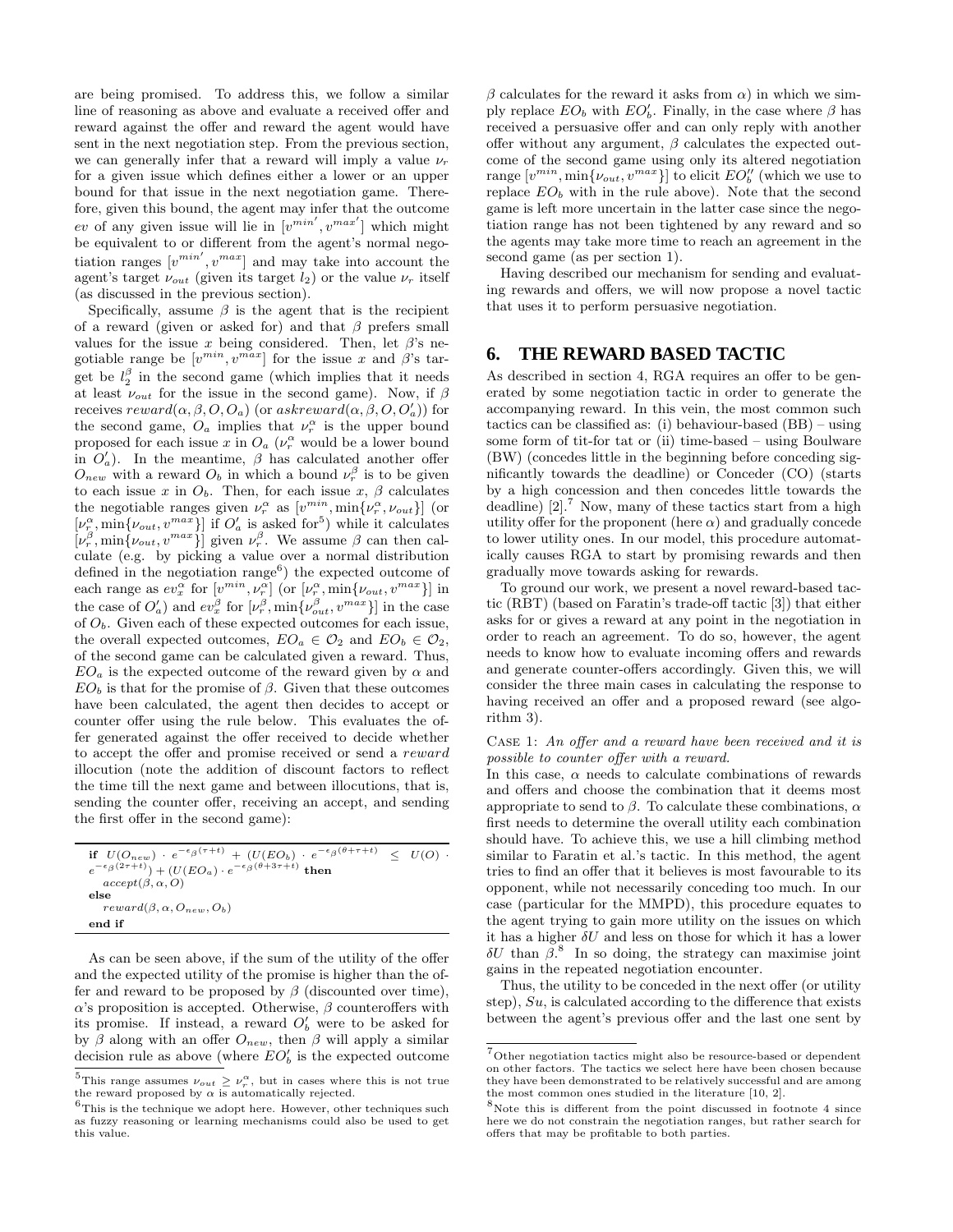are being promised. To address this, we follow a similar line of reasoning as above and evaluate a received offer and reward against the offer and reward the agent would have sent in the next negotiation step. From the previous section, we can generally infer that a reward will imply a value $\nu_r$ for a given issue which defines either a lower or an upper bound for that issue in the next negotiation game. Therefore, given this bound, the agent may infer that the outcome $ev$ of any given issue will lie in $[v^{min'}, v^{max'}]$ which might be equivalent to or different from the agent's normal negotiation ranges $[v^{min}, v^{max}]$ and may take into account the agent's target $\nu_{out}$ (given its target $l_2$) or the value $\nu_r$ itself (as discussed in the previous section).

Specifically, assume $\beta$ is the agent that is the recipient of a reward (given or asked for) and that $\beta$ prefers small values for the issue $x$ being considered. Then, let $\beta$'s negotiable range be $[v^{min}, v^{max}]$ for the issue $x$ and $\beta$'s target be $l_2^{\beta}$ in the second game (which implies that it needs at least $\nu_{out}$ for the issue in the second game). Now, if $\beta$ receives $reward(\alpha, \beta, O, O_a)$ (or $askreward(\alpha, \beta, O, O'_a)$) for the second game, $O_a$ implies that $\nu_r^{\alpha}$ is the upper bound proposed for each issue $x$ in $O_a$ ($\nu^{\alpha}$ would be a lower bound in $O'_a$). In the meantime, $\beta$ has calculated another offer $O_{new}$ with a reward $O_b$ in which a bound $\nu_r^{\beta}$ is to be given to each issue $x$ in $O_b$. Then, for each issue $x$, $\beta$ calculates the negotiable ranges given $\nu_r^{\alpha}$ as $[v^{min}, \min\{\nu_r^{\alpha}, \nu_{out}\}]$ (or $[\nu_r^{\alpha}, \min\{\nu_{out}, v^{max}\}]$ if $O'_a$ is asked for[5]) while it calculates $[\nu_r^{\beta}, \min\{\nu_{out}, v^{max}\}]$ given $\nu_r^{\beta}$. We assume $\beta$ can then calculate (e.g. by picking a value over a normal distribution defined in the negotiation range[6]) the expected outcome of each range as $ev_x^{\alpha}$ for $[v^{min}, \nu_r^{\alpha}]$ (or $[\nu_r^{\alpha}, \min\{\nu_{out}, v^{max}\}]$ in the case of $O'_a$) and $ev_x^{\beta}$ for $[\nu_r^{\beta}, \min\{\nu_{out}^{\beta}, v^{max}\}]$ in the case of $O_b$. Given each of these expected outcomes for each issue, the overall expected outcomes, $EO_a \in \mathcal{O}_2$ and $EO_b \in \mathcal{O}_2$, of the second game can be calculated given a reward. Thus, $EO_a$ is the expected outcome of the reward given by $\alpha$ and $EO_b$ is that for the promise of $\beta$. Given that these outcomes have been calculated, the agent then decides to accept or counter offer using the rule below. This evaluates the offer generated against the offer received to decide whether to accept the offer and promise received or send a *reward* illocution (note the addition of discount factors to reflect the time till the next game and between illocutions, that is, sending the counter offer, receiving an accept, and sending the first offer in the second game):

```
if U(O_new) · e^{-ε_β(τ+t)} + (U(EO_b) · e^{-ε_β(θ+τ+t)} ≤ U(O) · e^{-ε_β(2τ+t)}) + (U(EO_a) · e^{-ε_β(θ+3τ+t)} then
    accept(β, α, O)
else
    reward(β, α, O_new, O_b)
end if
```

As can be seen above, if the sum of the utility of the offer and the expected utility of the promise is higher than the offer and reward to be proposed by $\beta$ (discounted over time), $\alpha$'s proposition is accepted. Otherwise, $\beta$ counteroffers with its promise. If instead, a reward $O'_b$ were to be asked for by $\beta$ along with an offer $O_{new}$, then $\beta$ will apply a similar decision rule as above (where $EO'_b$ is the expected outcome $\beta$ calculates for the reward it asks from $\alpha$) in which we simply replace $EO_b$ with $EO'_b$. Finally, in the case where $\beta$ has received a persuasive offer and can only reply with another offer without any argument, $\beta$ calculates the expected outcome of the second game using only its altered negotiation range $[v^{min}, \min\{\nu_{out}, v^{max}\}]$ to elicit $EO''_b$ (which we use to replace $EO_b$ with in the rule above). Note that the second game is left more uncertain in the latter case since the negotiation range has not been tightened by any reward and so the agents may take more time to reach an agreement in the second game (as per section 1).

Having described our mechanism for sending and evaluating rewards and offers, we will now propose a novel tactic that uses it to perform persuasive negotiation.

## 6. THE REWARD BASED TACTIC

As described in section 4, RGA requires an offer to be generated by some negotiation tactic in order to generate the accompanying reward. In this vein, the most common such tactics can be classified as: (i) behaviour-based (BB) – using some form of tit-for tat or (ii) time-based – using Boulware (BW) (concedes little in the beginning before conceding significantly towards the deadline) or Conceder (CO) (starts by a high concession and then concedes little towards the deadline) [2].[7] Now, many of these tactics start from a high utility offer for the proponent (here $\alpha$) and gradually concede to lower utility ones. In our model, this procedure automatically causes RGA to start by promising rewards and then gradually move towards asking for rewards.

To ground our work, we present a novel reward-based tactic (RBT) (based on Faratin's trade-off tactic [3]) that either asks for or gives a reward at any point in the negotiation in order to reach an agreement. To do so, however, the agent needs to know how to evaluate incoming offers and rewards and generate counter-offers accordingly. Given this, we will consider the three main cases in calculating the response to having received an offer and a proposed reward (see algorithm 3).

Case 1: *An offer and a reward have been received and it is possible to counter offer with a reward.*
In this case, $\alpha$ needs to calculate combinations of rewards and offers and choose the combination that it deems most appropriate to send to $\beta$. To calculate these combinations, $\alpha$ first needs to determine the overall utility each combination should have. To achieve this, we use a hill climbing method similar to Faratin et al.'s tactic. In this method, the agent tries to find an offer that it believes is most favourable to its opponent, while not necessarily conceding too much. In our case (particular for the MMPD), this procedure equates to the agent trying to gain more utility on the issues on which it has a higher $\delta U$ and less on those for which it has a lower $\delta U$ than $\beta$.[8] In so doing, the strategy can maximise joint gains in the repeated negotiation encounter.

Thus, the utility to be conceded in the next offer (or utility step), $Su$, is calculated according to the difference that exists between the agent's previous offer and the last one sent by

[5] This range assumes $\nu_{out} \geq \nu_r^{\alpha}$, but in cases where this is not true the reward proposed by $\alpha$ is automatically rejected.

[6] This is the technique we adopt here. However, other techniques such as fuzzy reasoning or learning mechanisms could also be used to get this value.

[7] Other negotiation tactics might also be resource-based or dependent on other factors. The tactics we select here have been chosen because they have been demonstrated to be relatively successful and are among the most common ones studied in the literature [10, 2].

[8] Note this is different from the point discussed in footnote 4 since here we do not constrain the negotiation ranges, but rather search for offers that may be profitable to both parties.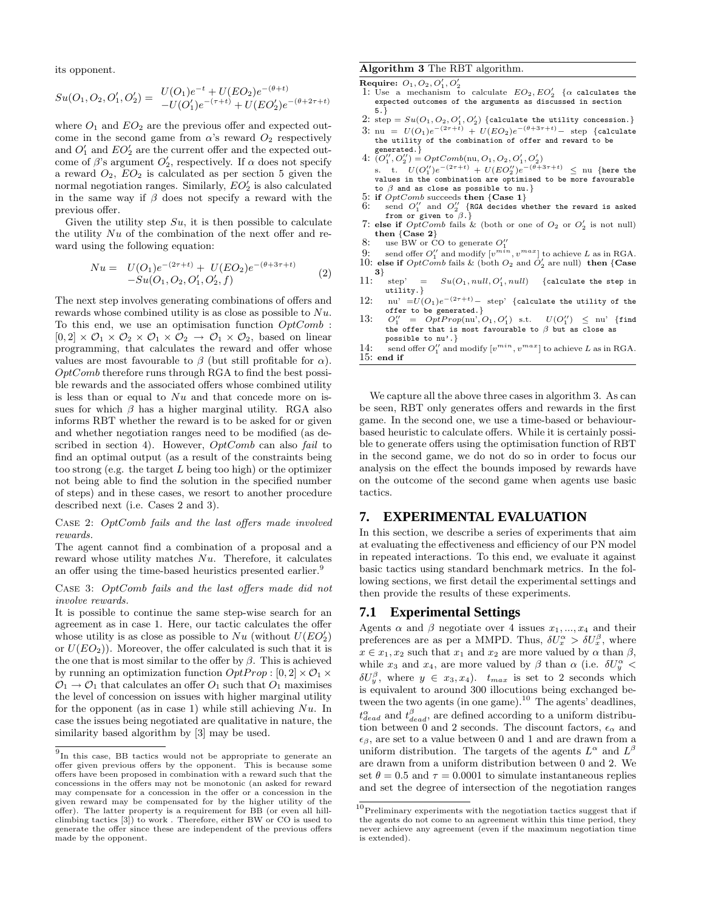its opponent.

$$Su(O_1, O_2, O_1', O_2') = \begin{array}{l} U(O_1)e^{-t} + U(EO_2)e^{-(\theta+t)} \\ -U(O_1')e^{-(\tau+t)} + U(EO_2')e^{-(\theta+2\tau+t)} \end{array}$$

where $O_1$ and $EO_2$ are the previous offer and expected outcome in the second game from $\alpha$'s reward $O_2$ respectively and $O_1'$ and $EO_2'$ are the current offer and the expected outcome of $\beta$'s argument $O_2'$, respectively. If $\alpha$ does not specify a reward $O_2$, $EO_2$ is calculated as per section 5 given the normal negotiation ranges. Similarly, $EO_2'$ is also calculated in the same way if $\beta$ does not specify a reward with the previous offer.

Given the utility step $Su$, it is then possible to calculate the utility $Nu$ of the combination of the next offer and reward using the following equation:

$$Nu = \begin{array}{l} U(O_1)e^{-(2\tau+t)} + U(EO_2)e^{-(\theta+3\tau+t)} \\ -Su(O_1, O_2, O_1', O_2', f) \end{array} \qquad (2)$$

The next step involves generating combinations of offers and rewards whose combined utility is as close as possible to $Nu$. To this end, we use an optimisation function $OptComb : [0, 2] \times \mathcal{O}_1 \times \mathcal{O}_2 \times \mathcal{O}_1 \times \mathcal{O}_2 \rightarrow \mathcal{O}_1 \times \mathcal{O}_2$, based on linear programming, that calculates the reward and offer whose values are most favourable to $\beta$ (but still profitable for $\alpha$). $OptComb$ therefore runs through RGA to find the best possible rewards and the associated offers whose combined utility is less than or equal to $Nu$ and that concede more on issues for which $\beta$ has a higher marginal utility. RGA also informs RBT whether the reward is to be asked for or given and whether negotiation ranges need to be modified (as described in section 4). However, $OptComb$ can also *fail* to find an optimal output (as a result of the constraints being too strong (e.g. the target $L$ being too high) or the optimizer not being able to find the solution in the specified number of steps) and in these cases, we resort to another procedure described next (i.e. Cases 2 and 3).

Case 2: *OptComb fails and the last offers made involved rewards.*
The agent cannot find a combination of a proposal and a reward whose utility matches $Nu$. Therefore, it calculates an offer using the time-based heuristics presented earlier.[9]

Case 3: *OptComb fails and the last offers made did not involve rewards.*
It is possible to continue the same step-wise search for an agreement as in case 1. Here, our tactic calculates the offer whose utility is as close as possible to $Nu$ (without $U(EO_2')$ or $U(EO_2)$). Moreover, the offer calculated is such that it is the one that is most similar to the offer by $\beta$. This is achieved by running an optimization function $OptProp : [0, 2] \times \mathcal{O}_1 \times \mathcal{O}_1 \rightarrow \mathcal{O}_1$ that calculates an offer $O_1$ such that $O_1$ maximises the level of concession on issues with higher marginal utility for the opponent (as in case 1) while still achieving $Nu$. In case the issues being negotiated are qualitative in nature, the similarity based algorithm by [3] may be used.

[9]In this case, BB tactics would not be appropriate to generate an offer given previous offers by the opponent. This is because some offers have been proposed in combination with a reward such that the concessions in the offers may not be monotonic (an asked for reward may compensate for a concession in the offer or a concession in the given reward may be compensated for by the higher utility of the offer). The latter property is a requirement for BB (or even all hill-climbing tactics [3]) to work . Therefore, either BW or CO is used to generate the offer since these are independent of the previous offers made by the opponent.

**Algorithm 3** The RBT algorithm.

**Require:** $O_1, O_2, O_1', O_2'$

1: Use a mechanism to calculate $EO_2, EO_2'$ {$\alpha$ calculates the expected outcomes of the arguments as discussed in section 5.}
2: step = $Su(O_1, O_2, O_1', O_2')$ {calculate the utility concession.}
3: nu = $U(O_1)e^{-(2\tau+t)} + U(EO_2)e^{-(\theta+3\tau+t)}-$ step {calculate the utility of the combination of offer and reward to be generated.}
4: $(O_1'', O_2'') = OptComb(\text{nu}, O_1, O_2, O_1', O_2')$ s. t. $U(O_1'')e^{-(2\tau+t)} + U(EO_2'')e^{-(\theta+3\tau+t)} \leq$ nu {here the values in the combination are optimised to be more favourable to $\beta$ and as close as possible to nu.}
5: **if** $OptComb$ succeeds **then** {**Case 1**}
6: send $O_1''$ and $O_2''$ {RGA decides whether the reward is asked from or given to $\beta$.}
7: **else if** $OptComb$ fails & (both or one of $O_2$ or $O_2'$ is not null) **then** {**Case 2**}
8: use BW or CO to generate $O_1''$
9: send offer $O_1''$ and modify $[v^{min}, v^{max}]$ to achieve $L$ as in RGA.
10: **else if** $OptComb$ fails & (both $O_2$ and $O_2'$ are null) **then** {**Case 3**}
11: step' = $Su(O_1, null, O_1', null)$ {calculate the step in utility.}
12: nu' $=U(O_1)e^{-(2\tau+t)}-$ step' {calculate the utility of the offer to be generated.}
13: $O_1'' = OptProp(\text{nu}', O_1, O_1')$ s.t. $U(O_1'') \leq$ nu' {find the offer that is most favourable to $\beta$ but as close as possible to nu'.}
14: send offer $O_1''$ and modify $[v^{min}, v^{max}]$ to achieve $L$ as in RGA.
15: **end if**

We capture all the above three cases in algorithm 3. As can be seen, RBT only generates offers and rewards in the first game. In the second one, we use a time-based or behaviour-based heuristic to calculate offers. While it is certainly possible to generate offers using the optimisation function of RBT in the second game, we do not do so in order to focus our analysis on the effect the bounds imposed by rewards have on the outcome of the second game when agents use basic tactics.

## 7. EXPERIMENTAL EVALUATION

In this section, we describe a series of experiments that aim at evaluating the effectiveness and efficiency of our PN model in repeated interactions. To this end, we evaluate it against basic tactics using standard benchmark metrics. In the following sections, we first detail the experimental settings and then provide the results of these experiments.

### 7.1 Experimental Settings

Agents $\alpha$ and $\beta$ negotiate over 4 issues $x_1, ..., x_4$ and their preferences are as per a MMPD. Thus, $\delta U_x^\alpha > \delta U_x^\beta$, where $x \in x_1, x_2$ such that $x_1$ and $x_2$ are more valued by $\alpha$ than $\beta$, while $x_3$ and $x_4$, are more valued by $\beta$ than $\alpha$ (i.e. $\delta U_y^\alpha < \delta U_y^\beta$, where $y \in x_3, x_4$). $t_{max}$ is set to 2 seconds which is equivalent to around 300 illocutions being exchanged between the two agents (in one game).[10] The agents' deadlines, $t_{dead}^\alpha$ and $t_{dead}^\beta$, are defined according to a uniform distribution between 0 and 2 seconds. The discount factors, $\epsilon_\alpha$ and $\epsilon_\beta$, are set to a value between 0 and 1 and are drawn from a uniform distribution. The targets of the agents $L^\alpha$ and $L^\beta$ are drawn from a uniform distribution between 0 and 2. We set $\theta = 0.5$ and $\tau = 0.0001$ to simulate instantaneous replies and set the degree of intersection of the negotiation ranges

[10]Preliminary experiments with the negotiation tactics suggest that if the agents do not come to an agreement within this time period, they never achieve any agreement (even if the maximum negotiation time is extended).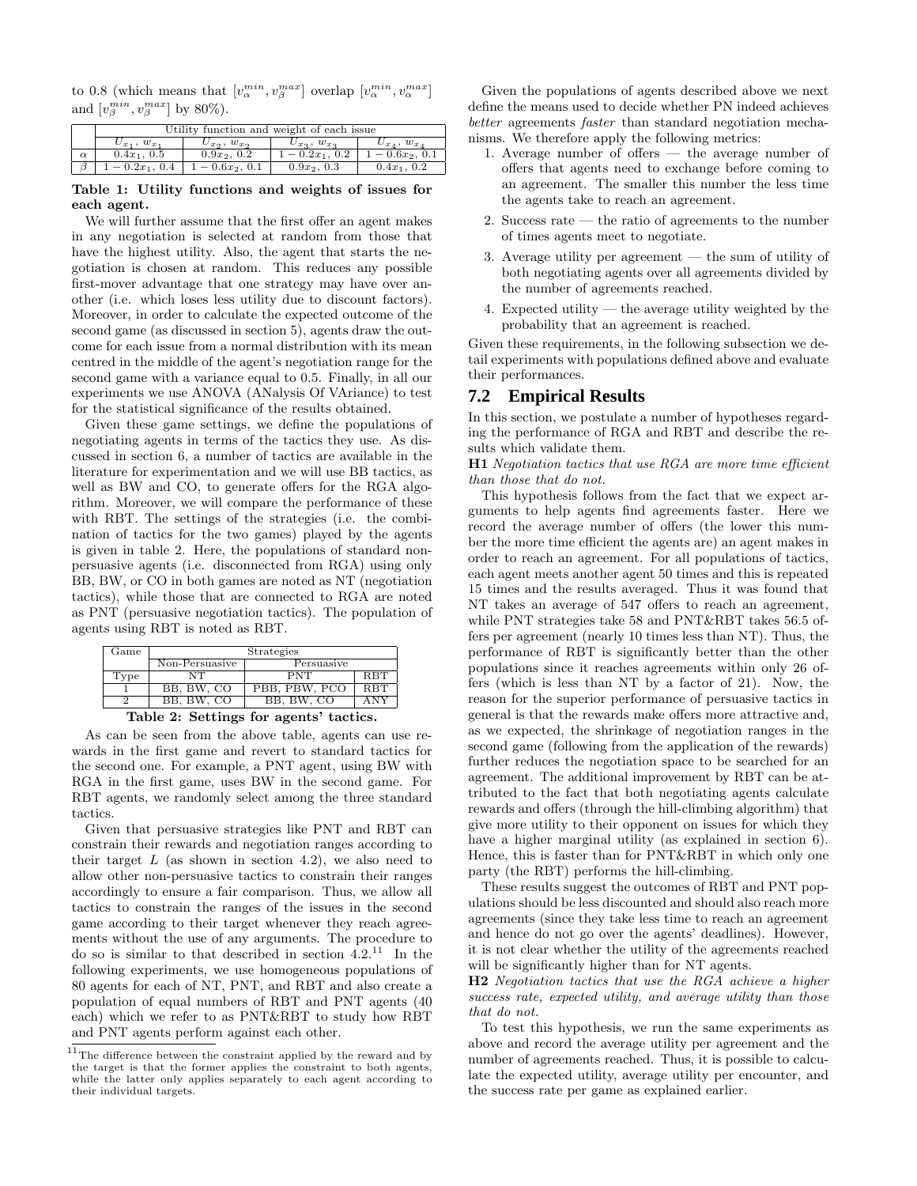to 0.8 (which means that $[v_\alpha^{min}, v_\beta^{max}]$ overlap $[v_\alpha^{min}, v_\alpha^{max}]$ and $[v_\beta^{min}, v_\beta^{max}]$ by 80%).

| | Utility function and weight of each issue | | | |
|---|---|---|---|---|
| | $U_{x_1}$, $w_{x_1}$ | $U_{x_2}$, $w_{x_2}$ | $U_{x_3}$, $w_{x_3}$ | $U_{x_4}$, $w_{x_4}$ |
| $\alpha$ | $0.4x_1$, 0.5 | $0.9x_2$, 0.2 | $1-0.2x_1$, 0.2 | $1-0.6x_2$, 0.1 |
| $\beta$ | $1-0.2x_1$, 0.4 | $1-0.6x_2$, 0.1 | $0.9x_2$, 0.3 | $0.4x_1$, 0.2 |

**Table 1: Utility functions and weights of issues for each agent.**

We will further assume that the first offer an agent makes in any negotiation is selected at random from those that have the highest utility. Also, the agent that starts the negotiation is chosen at random. This reduces any possible first-mover advantage that one strategy may have over another (i.e. which loses less utility due to discount factors). Moreover, in order to calculate the expected outcome of the second game (as discussed in section 5), agents draw the outcome for each issue from a normal distribution with its mean centred in the middle of the agent's negotiation range for the second game with a variance equal to 0.5. Finally, in all our experiments we use ANOVA (ANalysis Of VAriance) to test for the statistical significance of the results obtained.

Given these game settings, we define the populations of negotiating agents in terms of the tactics they use. As discussed in section 6, a number of tactics are available in the literature for experimentation and we will use BB tactics, as well as BW and CO, to generate offers for the RGA algorithm. Moreover, we will compare the performance of these with RBT. The settings of the strategies (i.e. the combination of tactics for the two games) played by the agents is given in table 2. Here, the populations of standard non-persuasive agents (i.e. disconnected from RGA) using only BB, BW, or CO in both games are noted as NT (negotiation tactics), while those that are connected to RGA are noted as PNT (persuasive negotiation tactics). The population of agents using RBT is noted as RBT.

| Game | Strategies | | |
|---|---|---|---|
| | Non-Persuasive | Persuasive | |
| Type | NT | PNT | RBT |
| 1 | BB, BW, CO | PBB, PBW, PCO | RBT |
| 2 | BB, BW, CO | BB, BW, CO | ANY |

**Table 2: Settings for agents' tactics.**

As can be seen from the above table, agents can use rewards in the first game and revert to standard tactics for the second one. For example, a PNT agent, using BW with RGA in the first game, uses BW in the second game. For RBT agents, we randomly select among the three standard tactics.

Given that persuasive strategies like PNT and RBT can constrain their rewards and negotiation ranges according to their target $L$ (as shown in section 4.2), we also need to allow other non-persuasive tactics to constrain their ranges accordingly to ensure a fair comparison. Thus, we allow all tactics to constrain the ranges of the issues in the second game according to their target whenever they reach agreements without the use of any arguments. The procedure to do so is similar to that described in section 4.2.[11] In the following experiments, we use homogeneous populations of 80 agents for each of NT, PNT, and RBT and also create a population of equal numbers of RBT and PNT agents (40 each) which we refer to as PNT&RBT to study how RBT and PNT agents perform against each other.

[11]The difference between the constraint applied by the reward and by the target is that the former applies the constraint to both agents, while the latter only applies separately to each agent according to their individual targets.

Given the populations of agents described above we next define the means used to decide whether PN indeed achieves *better* agreements *faster* than standard negotiation mechanisms. We therefore apply the following metrics:

1. Average number of offers — the average number of offers that agents need to exchange before coming to an agreement. The smaller this number the less time the agents take to reach an agreement.
2. Success rate — the ratio of agreements to the number of times agents meet to negotiate.
3. Average utility per agreement — the sum of utility of both negotiating agents over all agreements divided by the number of agreements reached.
4. Expected utility — the average utility weighted by the probability that an agreement is reached.

Given these requirements, in the following subsection we detail experiments with populations defined above and evaluate their performances.

## 7.2 Empirical Results

In this section, we postulate a number of hypotheses regarding the performance of RGA and RBT and describe the results which validate them.

**H1** *Negotiation tactics that use RGA are more time efficient than those that do not.*

This hypothesis follows from the fact that we expect arguments to help agents find agreements faster. Here we record the average number of offers (the lower this number the more time efficient the agents are) an agent makes in order to reach an agreement. For all populations of tactics, each agent meets another agent 50 times and this is repeated 15 times and the results averaged. Thus it was found that NT takes an average of 547 offers to reach an agreement, while PNT strategies take 58 and PNT&RBT takes 56.5 offers per agreement (nearly 10 times less than NT). Thus, the performance of RBT is significantly better than the other populations since it reaches agreements within only 26 offers (which is less than NT by a factor of 21). Now, the reason for the superior performance of persuasive tactics in general is that the rewards make offers more attractive and, as we expected, the shrinkage of negotiation ranges in the second game (following from the application of the rewards) further reduces the negotiation space to be searched for an agreement. The additional improvement by RBT can be attributed to the fact that both negotiating agents calculate rewards and offers (through the hill-climbing algorithm) that give more utility to their opponent on issues for which they have a higher marginal utility (as explained in section 6). Hence, this is faster than for PNT&RBT in which only one party (the RBT) performs the hill-climbing.

These results suggest the outcomes of RBT and PNT populations should be less discounted and should also reach more agreements (since they take less time to reach an agreement and hence do not go over the agents' deadlines). However, it is not clear whether the utility of the agreements reached will be significantly higher than for NT agents.

**H2** *Negotiation tactics that use the RGA achieve a higher success rate, expected utility, and average utility than those that do not.*

To test this hypothesis, we run the same experiments as above and record the average utility per agreement and the number of agreements reached. Thus, it is possible to calculate the expected utility, average utility per encounter, and the success rate per game as explained earlier.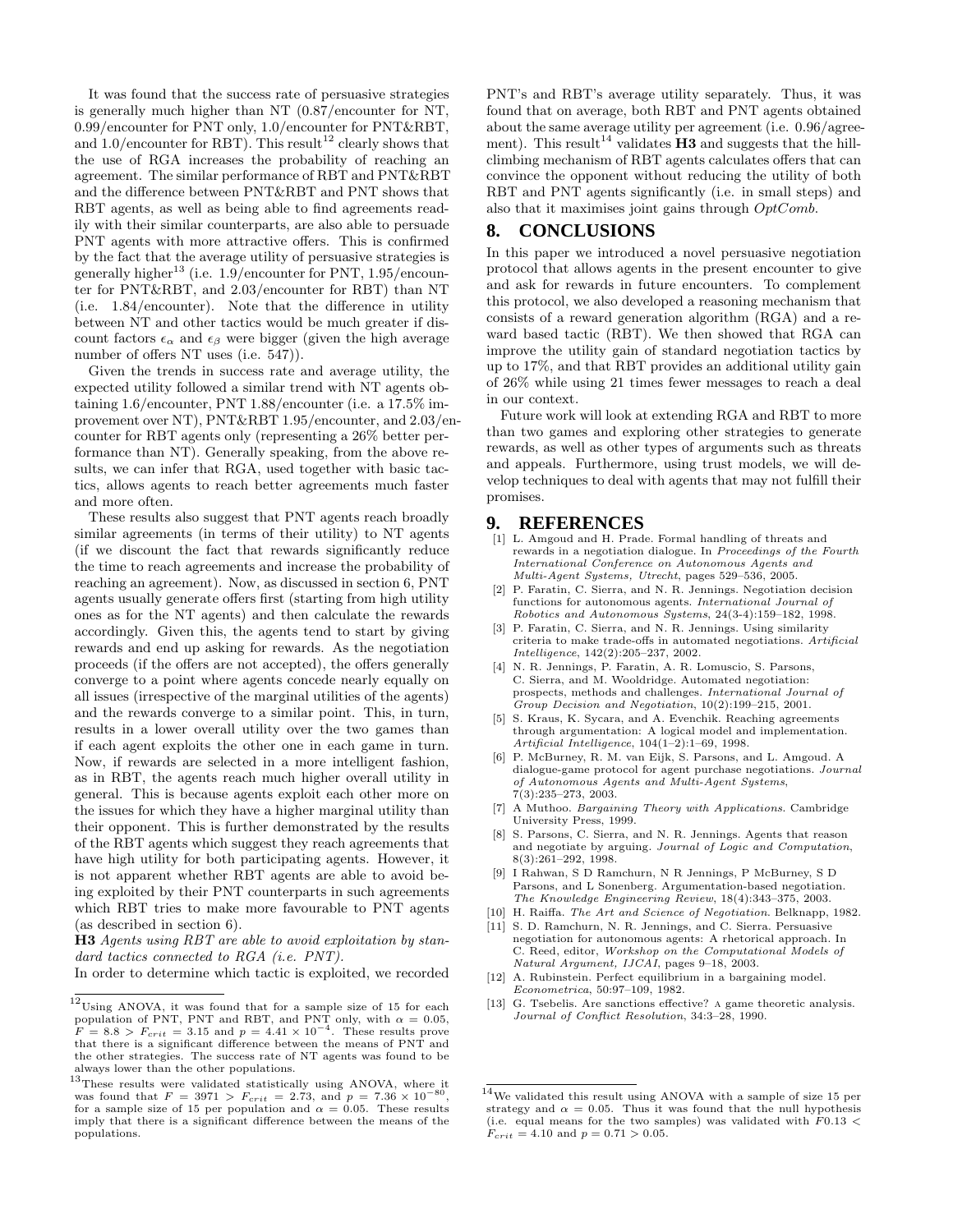It was found that the success rate of persuasive strategies is generally much higher than NT (0.87/encounter for NT, 0.99/encounter for PNT only, 1.0/encounter for PNT&RBT, and 1.0/encounter for RBT). This result[12] clearly shows that the use of RGA increases the probability of reaching an agreement. The similar performance of RBT and PNT&RBT and the difference between PNT&RBT and PNT shows that RBT agents, as well as being able to find agreements readily with their similar counterparts, are also able to persuade PNT agents with more attractive offers. This is confirmed by the fact that the average utility of persuasive strategies is generally higher[13] (i.e. 1.9/encounter for PNT, 1.95/encounter for PNT&RBT, and 2.03/encounter for RBT) than NT (i.e. 1.84/encounter). Note that the difference in utility between NT and other tactics would be much greater if discount factors $\epsilon_\alpha$ and $\epsilon_\beta$ were bigger (given the high average number of offers NT uses (i.e. 547)).

Given the trends in success rate and average utility, the expected utility followed a similar trend with NT agents obtaining 1.6/encounter, PNT 1.88/encounter (i.e. a 17.5% improvement over NT), PNT&RBT 1.95/encounter, and 2.03/encounter for RBT agents only (representing a 26% better performance than NT). Generally speaking, from the above results, we can infer that RGA, used together with basic tactics, allows agents to reach better agreements much faster and more often.

These results also suggest that PNT agents reach broadly similar agreements (in terms of their utility) to NT agents (if we discount the fact that rewards significantly reduce the time to reach agreements and increase the probability of reaching an agreement). Now, as discussed in section 6, PNT agents usually generate offers first (starting from high utility ones as for the NT agents) and then calculate the rewards accordingly. Given this, the agents tend to start by giving rewards and end up asking for rewards. As the negotiation proceeds (if the offers are not accepted), the offers generally converge to a point where agents concede nearly equally on all issues (irrespective of the marginal utilities of the agents) and the rewards converge to a similar point. This, in turn, results in a lower overall utility over the two games than if each agent exploits the other one in each game in turn. Now, if rewards are selected in a more intelligent fashion, as in RBT, the agents reach much higher overall utility in general. This is because agents exploit each other more on the issues for which they have a higher marginal utility than their opponent. This is further demonstrated by the results of the RBT agents which suggest they reach agreements that have high utility for both participating agents. However, it is not apparent whether RBT agents are able to avoid being exploited by their PNT counterparts in such agreements which RBT tries to make more favourable to PNT agents (as described in section 6).

**H3** *Agents using RBT are able to avoid exploitation by standard tactics connected to RGA (i.e. PNT).*

In order to determine which tactic is exploited, we recorded PNT's and RBT's average utility separately. Thus, it was found that on average, both RBT and PNT agents obtained about the same average utility per agreement (i.e. 0.96/agreement). This result[14] validates **H3** and suggests that the hill-climbing mechanism of RBT agents calculates offers that can convince the opponent without reducing the utility of both RBT and PNT agents significantly (i.e. in small steps) and also that it maximises joint gains through *OptComb*.

## 8. CONCLUSIONS

In this paper we introduced a novel persuasive negotiation protocol that allows agents in the present encounter to give and ask for rewards in future encounters. To complement this protocol, we also developed a reasoning mechanism that consists of a reward generation algorithm (RGA) and a reward based tactic (RBT). We then showed that RGA can improve the utility gain of standard negotiation tactics by up to 17%, and that RBT provides an additional utility gain of 26% while using 21 times fewer messages to reach a deal in our context.

Future work will look at extending RGA and RBT to more than two games and exploring other strategies to generate rewards, as well as other types of arguments such as threats and appeals. Furthermore, using trust models, we will develop techniques to deal with agents that may not fulfill their promises.

## 9. REFERENCES

[1] L. Amgoud and H. Prade. Formal handling of threats and rewards in a negotiation dialogue. In *Proceedings of the Fourth International Conference on Autonomous Agents and Multi-Agent Systems, Utrecht*, pages 529–536, 2005.

[2] P. Faratin, C. Sierra, and N. R. Jennings. Negotiation decision functions for autonomous agents. *International Journal of Robotics and Autonomous Systems*, 24(3-4):159–182, 1998.

[3] P. Faratin, C. Sierra, and N. R. Jennings. Using similarity criteria to make trade-offs in automated negotiations. *Artificial Intelligence*, 142(2):205–237, 2002.

[4] N. R. Jennings, P. Faratin, A. R. Lomuscio, S. Parsons, C. Sierra, and M. Wooldridge. Automated negotiation: prospects, methods and challenges. *International Journal of Group Decision and Negotiation*, 10(2):199–215, 2001.

[5] S. Kraus, K. Sycara, and A. Evenchik. Reaching agreements through argumentation: A logical model and implementation. *Artificial Intelligence*, 104(1–2):1–69, 1998.

[6] P. McBurney, R. M. van Eijk, S. Parsons, and L. Amgoud. A dialogue-game protocol for agent purchase negotiations. *Journal of Autonomous Agents and Multi-Agent Systems*, 7(3):235–273, 2003.

[7] A Muthoo. *Bargaining Theory with Applications.* Cambridge University Press, 1999.

[8] S. Parsons, C. Sierra, and N. R. Jennings. Agents that reason and negotiate by arguing. *Journal of Logic and Computation*, 8(3):261–292, 1998.

[9] I Rahwan, S D Ramchurn, N R Jennings, P McBurney, S D Parsons, and L Sonenberg. Argumentation-based negotiation. *The Knowledge Engineering Review*, 18(4):343–375, 2003.

[10] H. Raiffa. *The Art and Science of Negotiation.* Belknapp, 1982.

[11] S. D. Ramchurn, N. R. Jennings, and C. Sierra. Persuasive negotiation for autonomous agents: A rhetorical approach. In C. Reed, editor, *Workshop on the Computational Models of Natural Argument, IJCAI*, pages 9–18, 2003.

[12] A. Rubinstein. Perfect equilibrium in a bargaining model. *Econometrica*, 50:97–109, 1982.

[13] G. Tsebelis. Are sanctions effective? A game theoretic analysis. *Journal of Conflict Resolution*, 34:3–28, 1990.

---

[12] Using ANOVA, it was found that for a sample size of 15 for each population of PNT, PNT and RBT, and PNT only, with $\alpha = 0.05$, $F = 8.8 > F_{crit} = 3.15$ and $p = 4.41 \times 10^{-4}$. These results prove that there is a significant difference between the means of PNT and the other strategies. The success rate of NT agents was found to be always lower than the other populations.

[13] These results were validated statistically using ANOVA, where it was found that $F = 3971 > F_{crit} = 2.73$, and $p = 7.36 \times 10^{-80}$, for a sample size of 15 per population and $\alpha = 0.05$. These results imply that there is a significant difference between the means of the populations.

[14] We validated this result using ANOVA with a sample of size 15 per strategy and $\alpha = 0.05$. Thus it was found that the null hypothesis (i.e. equal means for the two samples) was validated with $F0.13 < F_{crit} = 4.10$ and $p = 0.71 > 0.05$.